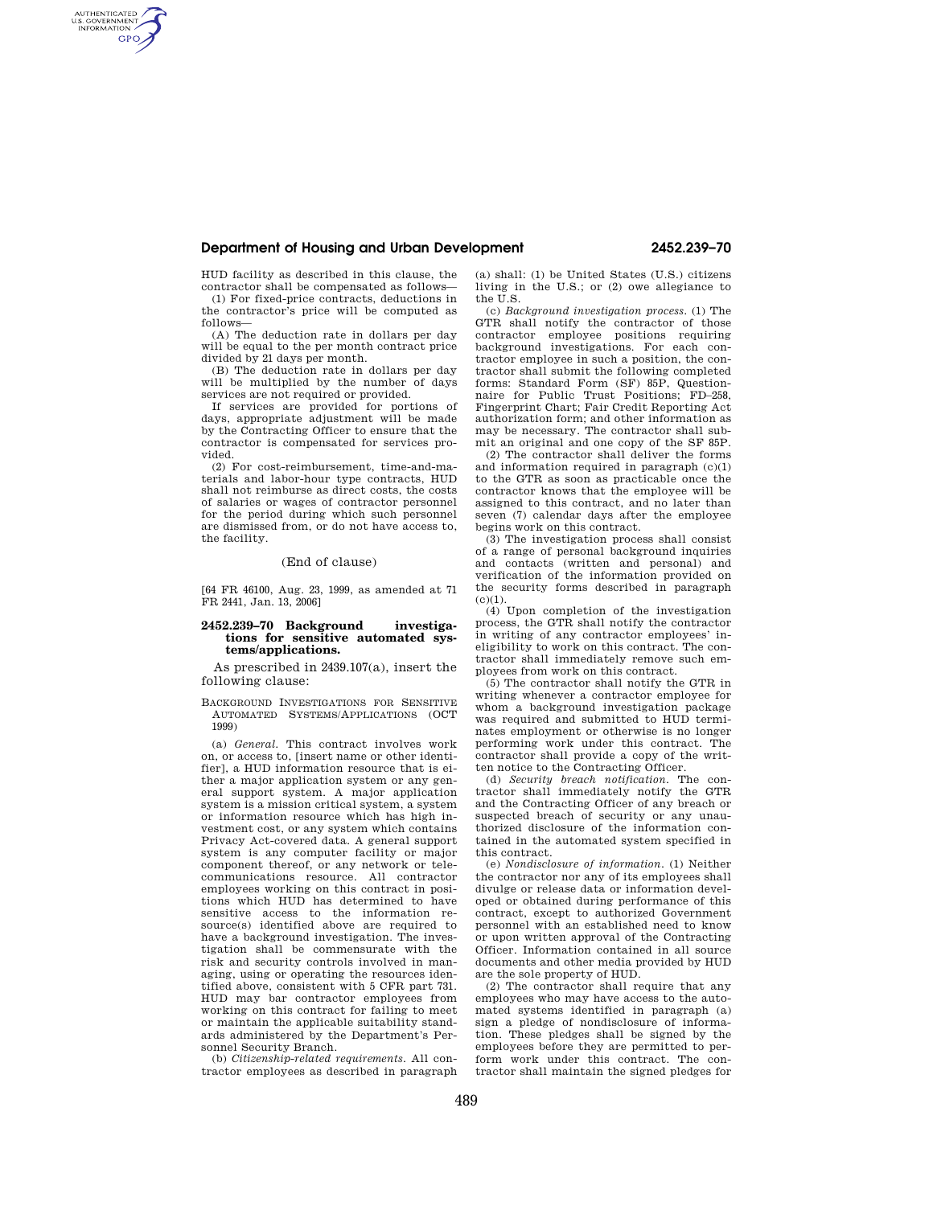HUD facility as described in this clause, the contractor shall be compensated as follows—

(1) For fixed-price contracts, deductions in the contractor's price will be computed as follows—

(A) The deduction rate in dollars per day will be equal to the per month contract price divided by 21 days per month.

(B) The deduction rate in dollars per day will be multiplied by the number of days services are not required or provided.

If services are provided for portions of days, appropriate adjustment will be made by the Contracting Officer to ensure that the contractor is compensated for services provided.

(2) For cost-reimbursement, time-and-materials and labor-hour type contracts, HUD shall not reimburse as direct costs, the costs of salaries or wages of contractor personnel for the period during which such personnel are dismissed from, or do not have access to, the facility.

(End of clause)

[64 FR 46100, Aug. 23, 1999, as amended at 71 FR 2441, Jan. 13, 2006]

## 2452.239–70 Background investigations for sensitive automated systems/applications.

As prescribed in 2439.107(a), insert the following clause:

BACKGROUND INVESTIGATIONS FOR SENSITIVE AUTOMATED SYSTEMS/APPLICATIONS (OCT 1999)

(a) *General.* This contract involves work on, or access to, [insert name or other identifier], a HUD information resource that is either a major application system or any general support system. A major application system is a mission critical system, a system or information resource which has high investment cost, or any system which contains Privacy Act-covered data. A general support system is any computer facility or major component thereof, or any network or telecommunications resource. All contractor employees working on this contract in positions which HUD has determined to have sensitive access to the information resource(s) identified above are required to have a background investigation. The investigation shall be commensurate with the risk and security controls involved in managing, using or operating the resources identified above, consistent with 5 CFR part 731. HUD may bar contractor employees from working on this contract for failing to meet or maintain the applicable suitability standards administered by the Department's Personnel Security Branch.

(b) *Citizenship-related requirements.* All contractor employees as described in paragraph (a) shall: (1) be United States (U.S.) citizens living in the U.S.; or (2) owe allegiance to the U.S.

(c) *Background investigation process.* (1) The GTR shall notify the contractor of those contractor employee positions requiring background investigations. For each contractor employee in such a position, the contractor shall submit the following completed forms: Standard Form (SF) 85P, Questionnaire for Public Trust Positions; FD–258, Fingerprint Chart; Fair Credit Reporting Act authorization form; and other information as may be necessary. The contractor shall submit an original and one copy of the SF 85P.

(2) The contractor shall deliver the forms and information required in paragraph (c)(1) to the GTR as soon as practicable once the contractor knows that the employee will be assigned to this contract, and no later than seven (7) calendar days after the employee begins work on this contract.

(3) The investigation process shall consist of a range of personal background inquiries and contacts (written and personal) and verification of the information provided on the security forms described in paragraph (c)(1).

(4) Upon completion of the investigation process, the GTR shall notify the contractor in writing of any contractor employees' ineligibility to work on this contract. The contractor shall immediately remove such employees from work on this contract.

(5) The contractor shall notify the GTR in writing whenever a contractor employee for whom a background investigation package was required and submitted to HUD terminates employment or otherwise is no longer performing work under this contract. The contractor shall provide a copy of the written notice to the Contracting Officer.

(d) *Security breach notification.* The contractor shall immediately notify the GTR and the Contracting Officer of any breach or suspected breach of security or any unauthorized disclosure of the information contained in the automated system specified in this contract.

(e) *Nondisclosure of information.* (1) Neither the contractor nor any of its employees shall divulge or release data or information developed or obtained during performance of this contract, except to authorized Government personnel with an established need to know or upon written approval of the Contracting Officer. Information contained in all source documents and other media provided by HUD are the sole property of HUD.

(2) The contractor shall require that any employees who may have access to the automated systems identified in paragraph (a) sign a pledge of nondisclosure of information. These pledges shall be signed by the employees before they are permitted to perform work under this contract. The contractor shall maintain the signed pledges for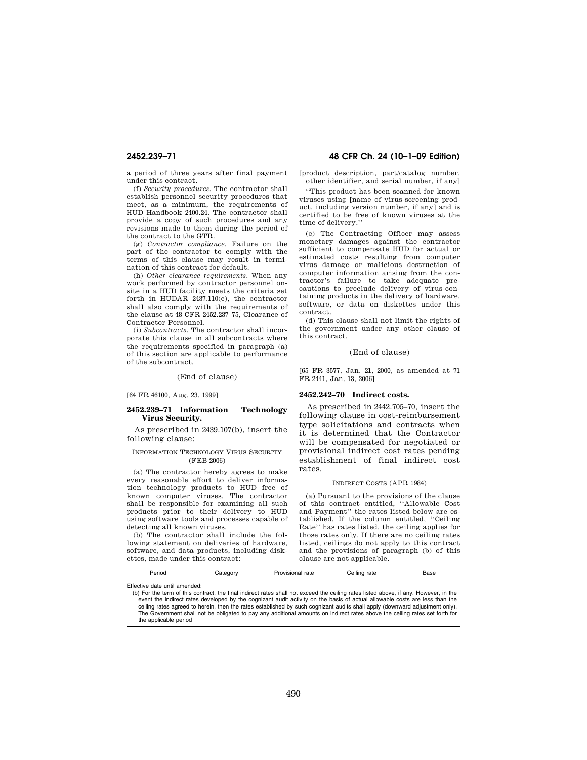a period of three years after final payment under this contract.

(f) *Security procedures.* The contractor shall establish personnel security procedures that meet, as a minimum, the requirements of HUD Handbook 2400.24. The contractor shall provide a copy of such procedures and any revisions made to them during the period of the contract to the GTR.

(g) *Contractor compliance.* Failure on the part of the contractor to comply with the terms of this clause may result in termination of this contract for default.

(h) *Other clearance requirements.* When any work performed by contractor personnel onsite in a HUD facility meets the criteria set forth in HUDAR 2437.110(e), the contractor shall also comply with the requirements of the clause at 48 CFR 2452.237–75, Clearance of Contractor Personnel.

(i) *Subcontracts.* The contractor shall incorporate this clause in all subcontracts where the requirements specified in paragraph (a) of this section are applicable to performance of the subcontract.

(End of clause)

[64 FR 46100, Aug. 23, 1999]

### 2452.239–71 Information Technology Virus Security.

As prescribed in 2439.107(b), insert the following clause:

INFORMATION TECHNOLOGY VIRUS SECURITY (FEB 2006)

(a) The contractor hereby agrees to make every reasonable effort to deliver information technology products to HUD free of known computer viruses. The contractor shall be responsible for examining all such products prior to their delivery to HUD using software tools and processes capable of detecting all known viruses.

(b) The contractor shall include the following statement on deliveries of hardware, software, and data products, including diskettes, made under this contract:

[product description, part/catalog number, other identifier, and serial number, if any]

''This product has been scanned for known viruses using [name of virus-screening product, including version number, if any] and is certified to be free of known viruses at the time of delivery.''

(c) The Contracting Officer may assess monetary damages against the contractor sufficient to compensate HUD for actual or estimated costs resulting from computer virus damage or malicious destruction of computer information arising from the contractor's failure to take adequate precautions to preclude delivery of virus-containing products in the delivery of hardware, software, or data on diskettes under this contract.

(d) This clause shall not limit the rights of the government under any other clause of this contract.

(End of clause)

[65 FR 3577, Jan. 21, 2000, as amended at 71 FR 2441, Jan. 13, 2006]

### 2452.242–70 Indirect costs.

As prescribed in 2442.705–70, insert the following clause in cost-reimbursement type solicitations and contracts when it is determined that the Contractor will be compensated for negotiated or provisional indirect cost rates pending establishment of final indirect cost rates.

INDIRECT COSTS (APR 1984)

(a) Pursuant to the provisions of the clause of this contract entitled, ''Allowable Cost and Payment'' the rates listed below are established. If the column entitled, ''Ceiling Rate'' has rates listed, the ceiling applies for those rates only. If there are no ceiling rates listed, ceilings do not apply to this contract and the provisions of paragraph (b) of this clause are not applicable.

| Period | Category | Provisional rate | Ceiling rate | Base |
|---|---|---|---|---|
| | | | | |

Effective date until amended:

(b) For the term of this contract, the final indirect rates shall not exceed the ceiling rates listed above, if any. However, in the event the indirect rates developed by the cognizant audit activity on the basis of actual allowable costs are less than the ceiling rates agreed to herein, then the rates established by such cognizant audits shall apply (downward adjustment only). The Government shall not be obligated to pay any additional amounts on indirect rates above the ceiling rates set forth for the applicable period